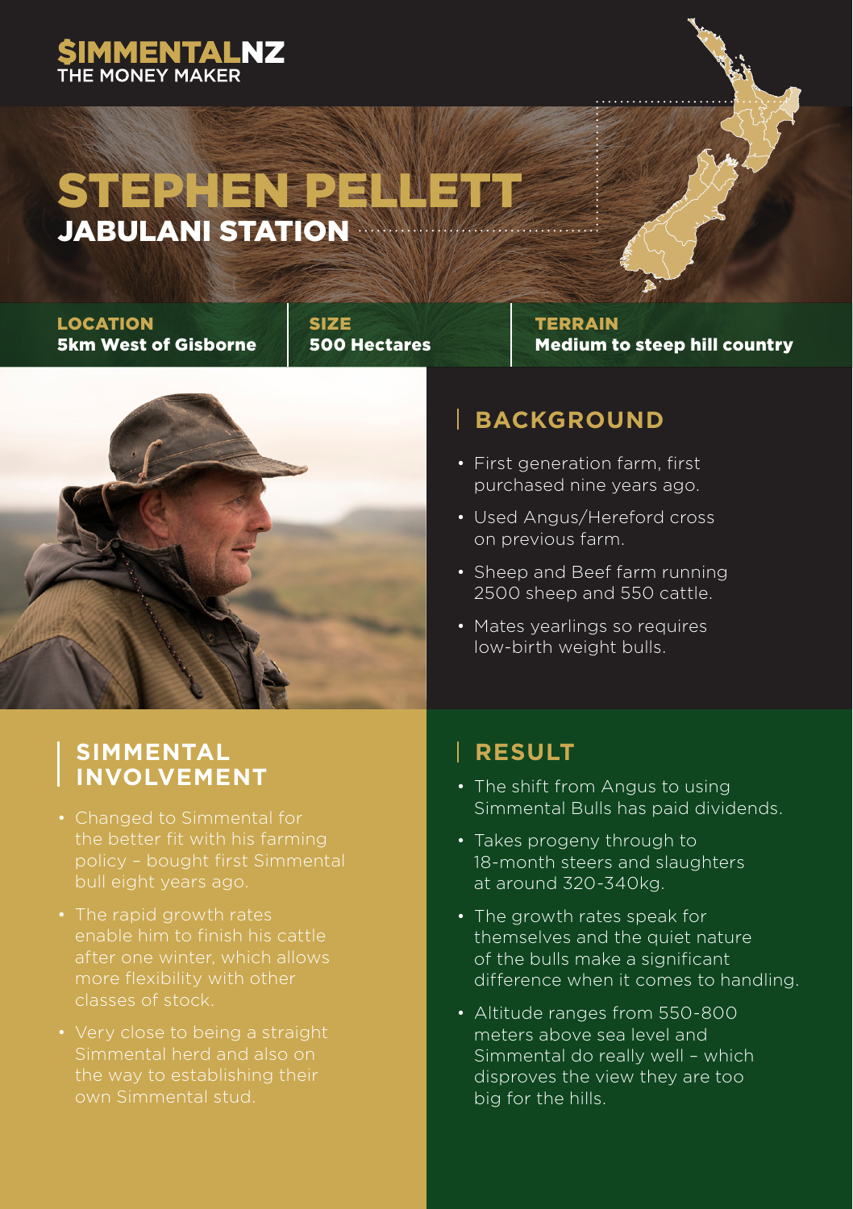$IMMENTALNZ
THE MONEY MAKER

# STEPHEN PELLETT

## JABULANI STATION

**LOCATION**
**5km West of Gisborne**

**SIZE**
**500 Hectares**

**TERRAIN**
**Medium to steep hill country**

## BACKGROUND

- First generation farm, first purchased nine years ago.
- Used Angus/Hereford cross on previous farm.
- Sheep and Beef farm running 2500 sheep and 550 cattle.
- Mates yearlings so requires low-birth weight bulls.

## SIMMENTAL INVOLVEMENT

- Changed to Simmental for the better fit with his farming policy – bought first Simmental bull eight years ago.
- The rapid growth rates enable him to finish his cattle after one winter, which allows more flexibility with other classes of stock.
- Very close to being a straight Simmental herd and also on the way to establishing their own Simmental stud.

## RESULT

- The shift from Angus to using Simmental Bulls has paid dividends.
- Takes progeny through to 18-month steers and slaughters at around 320-340kg.
- The growth rates speak for themselves and the quiet nature of the bulls make a significant difference when it comes to handling.
- Altitude ranges from 550-800 meters above sea level and Simmental do really well – which disproves the view they are too big for the hills.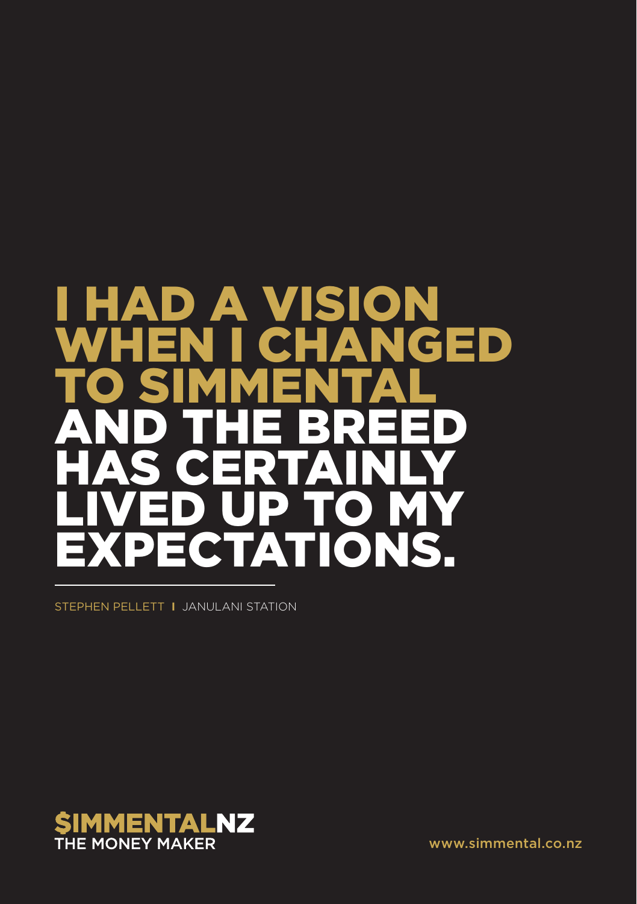# I HAD A VISION WHEN I CHANGED TO SIMMENTAL AND THE BREED HAS CERTAINLY LIVED UP TO MY EXPECTATIONS.

STEPHEN PELLETT I JANULANI STATION

$IMMENTALNZ
THE MONEY MAKER

www.simmental.co.nz